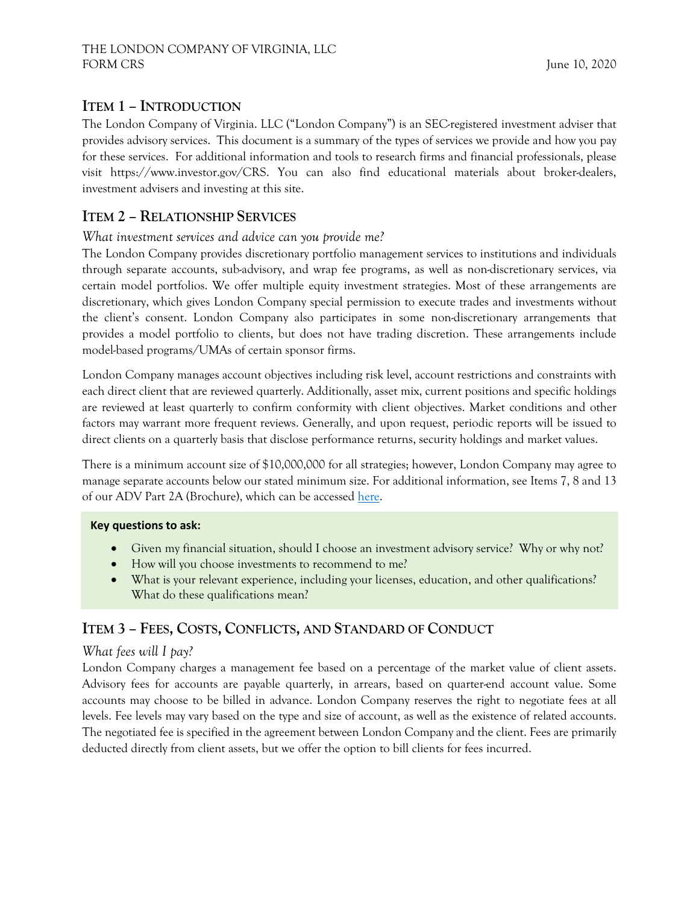THE LONDON COMPANY OF VIRGINIA, LLC
FORM CRS

June 10, 2020

## ITEM 1 – INTRODUCTION

The London Company of Virginia. LLC ("London Company") is an SEC-registered investment adviser that provides advisory services. This document is a summary of the types of services we provide and how you pay for these services. For additional information and tools to research firms and financial professionals, please visit https://www.investor.gov/CRS. You can also find educational materials about broker-dealers, investment advisers and investing at this site.

## ITEM 2 – RELATIONSHIP SERVICES

*What investment services and advice can you provide me?*

The London Company provides discretionary portfolio management services to institutions and individuals through separate accounts, sub-advisory, and wrap fee programs, as well as non-discretionary services, via certain model portfolios. We offer multiple equity investment strategies. Most of these arrangements are discretionary, which gives London Company special permission to execute trades and investments without the client's consent. London Company also participates in some non-discretionary arrangements that provides a model portfolio to clients, but does not have trading discretion. These arrangements include model-based programs/UMAs of certain sponsor firms.

London Company manages account objectives including risk level, account restrictions and constraints with each direct client that are reviewed quarterly. Additionally, asset mix, current positions and specific holdings are reviewed at least quarterly to confirm conformity with client objectives. Market conditions and other factors may warrant more frequent reviews. Generally, and upon request, periodic reports will be issued to direct clients on a quarterly basis that disclose performance returns, security holdings and market values.

There is a minimum account size of $10,000,000 for all strategies; however, London Company may agree to manage separate accounts below our stated minimum size. For additional information, see Items 7, 8 and 13 of our ADV Part 2A (Brochure), which can be accessed here.

**Key questions to ask:**

- Given my financial situation, should I choose an investment advisory service? Why or why not?
- How will you choose investments to recommend to me?
- What is your relevant experience, including your licenses, education, and other qualifications? What do these qualifications mean?

## ITEM 3 – FEES, COSTS, CONFLICTS, AND STANDARD OF CONDUCT

*What fees will I pay?*

London Company charges a management fee based on a percentage of the market value of client assets. Advisory fees for accounts are payable quarterly, in arrears, based on quarter-end account value. Some accounts may choose to be billed in advance. London Company reserves the right to negotiate fees at all levels. Fee levels may vary based on the type and size of account, as well as the existence of related accounts. The negotiated fee is specified in the agreement between London Company and the client. Fees are primarily deducted directly from client assets, but we offer the option to bill clients for fees incurred.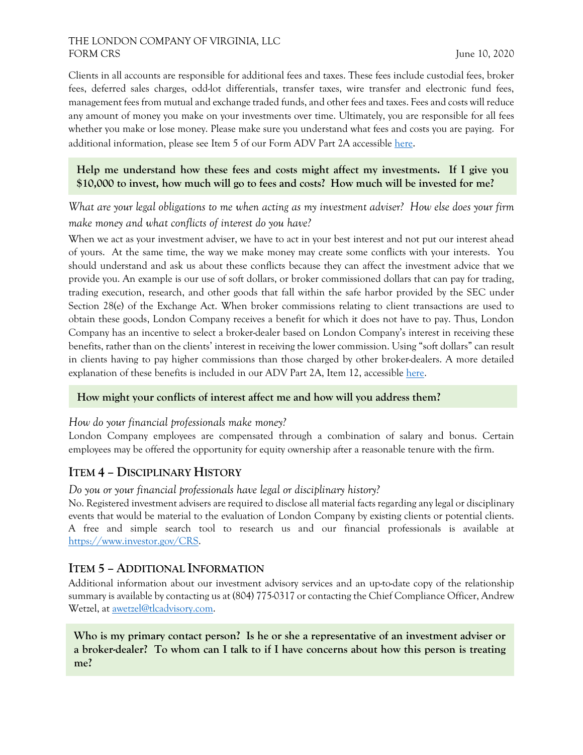Clients in all accounts are responsible for additional fees and taxes. These fees include custodial fees, broker fees, deferred sales charges, odd-lot differentials, transfer taxes, wire transfer and electronic fund fees, management fees from mutual and exchange traded funds, and other fees and taxes. Fees and costs will reduce any amount of money you make on your investments over time. Ultimately, you are responsible for all fees whether you make or lose money. Please make sure you understand what fees and costs you are paying. For additional information, please see Item 5 of our Form ADV Part 2A accessible [here](here).

**Help me understand how these fees and costs might affect my investments. If I give you $10,000 to invest, how much will go to fees and costs? How much will be invested for me?**

*What are your legal obligations to me when acting as my investment adviser? How else does your firm make money and what conflicts of interest do you have?*

When we act as your investment adviser, we have to act in your best interest and not put our interest ahead of yours. At the same time, the way we make money may create some conflicts with your interests. You should understand and ask us about these conflicts because they can affect the investment advice that we provide you. An example is our use of soft dollars, or broker commissioned dollars that can pay for trading, trading execution, research, and other goods that fall within the safe harbor provided by the SEC under Section 28(e) of the Exchange Act. When broker commissions relating to client transactions are used to obtain these goods, London Company receives a benefit for which it does not have to pay. Thus, London Company has an incentive to select a broker-dealer based on London Company's interest in receiving these benefits, rather than on the clients' interest in receiving the lower commission. Using "soft dollars" can result in clients having to pay higher commissions than those charged by other broker-dealers. A more detailed explanation of these benefits is included in our ADV Part 2A, Item 12, accessible [here](here).

**How might your conflicts of interest affect me and how will you address them?**

*How do your financial professionals make money?*

London Company employees are compensated through a combination of salary and bonus. Certain employees may be offered the opportunity for equity ownership after a reasonable tenure with the firm.

## Item 4 – Disciplinary History

*Do you or your financial professionals have legal or disciplinary history?*

No. Registered investment advisers are required to disclose all material facts regarding any legal or disciplinary events that would be material to the evaluation of London Company by existing clients or potential clients. A free and simple search tool to research us and our financial professionals is available at [https://www.investor.gov/CRS](https://www.investor.gov/CRS).

## Item 5 – Additional Information

Additional information about our investment advisory services and an up-to-date copy of the relationship summary is available by contacting us at (804) 775-0317 or contacting the Chief Compliance Officer, Andrew Wetzel, at [awetzel@tlcadvisory.com](mailto:awetzel@tlcadvisory.com).

**Who is my primary contact person? Is he or she a representative of an investment adviser or a broker-dealer? To whom can I talk to if I have concerns about how this person is treating me?**